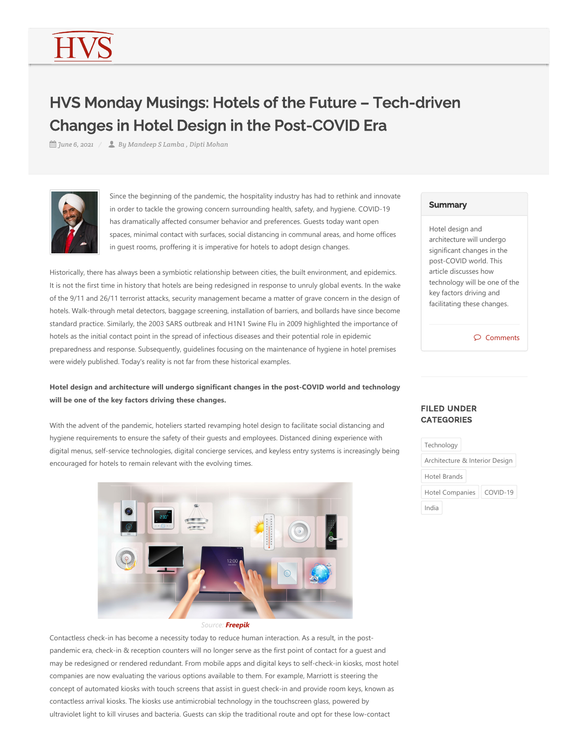# HVS Monday Musings: Hotels of the Future – Tech-driven Changes in Hotel Design in the Post-COVID Era

*June 6, 2021* / *By Mandeep S Lamba , Dipti Mohan*

Since the beginning of the pandemic, the hospitality industry has had to rethink and innovate in order to tackle the growing concern surrounding health, safety, and hygiene. COVID-19 has dramatically affected consumer behavior and preferences. Guests today want open spaces, minimal contact with surfaces, social distancing in communal areas, and home offices in guest rooms, proffering it is imperative for hotels to adopt design changes.

Historically, there has always been a symbiotic relationship between cities, the built environment, and epidemics. It is not the first time in history that hotels are being redesigned in response to unruly global events. In the wake of the 9/11 and 26/11 terrorist attacks, security management became a matter of grave concern in the design of hotels. Walk-through metal detectors, baggage screening, installation of barriers, and bollards have since become standard practice. Similarly, the 2003 SARS outbreak and H1N1 Swine Flu in 2009 highlighted the importance of hotels as the initial contact point in the spread of infectious diseases and their potential role in epidemic preparedness and response. Subsequently, guidelines focusing on the maintenance of hygiene in hotel premises were widely published. Today's reality is not far from these historical examples.

**Hotel design and architecture will undergo significant changes in the post-COVID world and technology will be one of the key factors driving these changes.**

With the advent of the pandemic, hoteliers started revamping hotel design to facilitate social distancing and hygiene requirements to ensure the safety of their guests and employees. Distanced dining experience with digital menus, self-service technologies, digital concierge services, and keyless entry systems is increasingly being encouraged for hotels to remain relevant with the evolving times.

Source: ***Freepik***

Contactless check-in has become a necessity today to reduce human interaction. As a result, in the post-pandemic era, check-in & reception counters will no longer serve as the first point of contact for a guest and may be redesigned or rendered redundant. From mobile apps and digital keys to self-check-in kiosks, most hotel companies are now evaluating the various options available to them. For example, Marriott is steering the concept of automated kiosks with touch screens that assist in guest check-in and provide room keys, known as contactless arrival kiosks. The kiosks use antimicrobial technology in the touchscreen glass, powered by ultraviolet light to kill viruses and bacteria. Guests can skip the traditional route and opt for these low-contact

## Summary

Hotel design and architecture will undergo significant changes in the post-COVID world. This article discusses how technology will be one of the key factors driving and facilitating these changes.

Comments

## FILED UNDER CATEGORIES

- Technology
- Architecture & Interior Design
- Hotel Brands
- Hotel Companies
- COVID-19
- India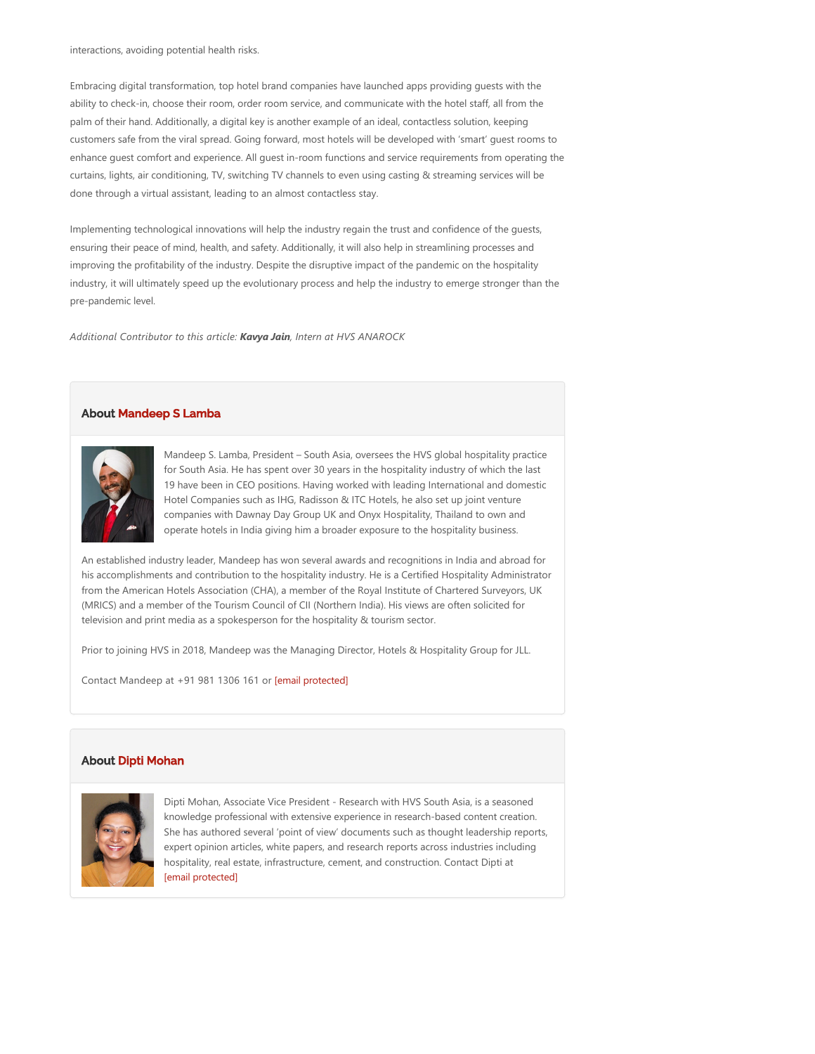interactions, avoiding potential health risks.

Embracing digital transformation, top hotel brand companies have launched apps providing guests with the ability to check-in, choose their room, order room service, and communicate with the hotel staff, all from the palm of their hand. Additionally, a digital key is another example of an ideal, contactless solution, keeping customers safe from the viral spread. Going forward, most hotels will be developed with 'smart' guest rooms to enhance guest comfort and experience. All guest in-room functions and service requirements from operating the curtains, lights, air conditioning, TV, switching TV channels to even using casting & streaming services will be done through a virtual assistant, leading to an almost contactless stay.

Implementing technological innovations will help the industry regain the trust and confidence of the guests, ensuring their peace of mind, health, and safety. Additionally, it will also help in streamlining processes and improving the profitability of the industry. Despite the disruptive impact of the pandemic on the hospitality industry, it will ultimately speed up the evolutionary process and help the industry to emerge stronger than the pre-pandemic level.

*Additional Contributor to this article: **Kavya Jain**, Intern at HVS ANAROCK*

### About Mandeep S Lamba

Mandeep S. Lamba, President – South Asia, oversees the HVS global hospitality practice for South Asia. He has spent over 30 years in the hospitality industry of which the last 19 have been in CEO positions. Having worked with leading International and domestic Hotel Companies such as IHG, Radisson & ITC Hotels, he also set up joint venture companies with Dawnay Day Group UK and Onyx Hospitality, Thailand to own and operate hotels in India giving him a broader exposure to the hospitality business.

An established industry leader, Mandeep has won several awards and recognitions in India and abroad for his accomplishments and contribution to the hospitality industry. He is a Certified Hospitality Administrator from the American Hotels Association (CHA), a member of the Royal Institute of Chartered Surveyors, UK (MRICS) and a member of the Tourism Council of CII (Northern India). His views are often solicited for television and print media as a spokesperson for the hospitality & tourism sector.

Prior to joining HVS in 2018, Mandeep was the Managing Director, Hotels & Hospitality Group for JLL.

Contact Mandeep at +91 981 1306 161 or [email protected]

### About Dipti Mohan

Dipti Mohan, Associate Vice President - Research with HVS South Asia, is a seasoned knowledge professional with extensive experience in research-based content creation. She has authored several 'point of view' documents such as thought leadership reports, expert opinion articles, white papers, and research reports across industries including hospitality, real estate, infrastructure, cement, and construction. Contact Dipti at [email protected]